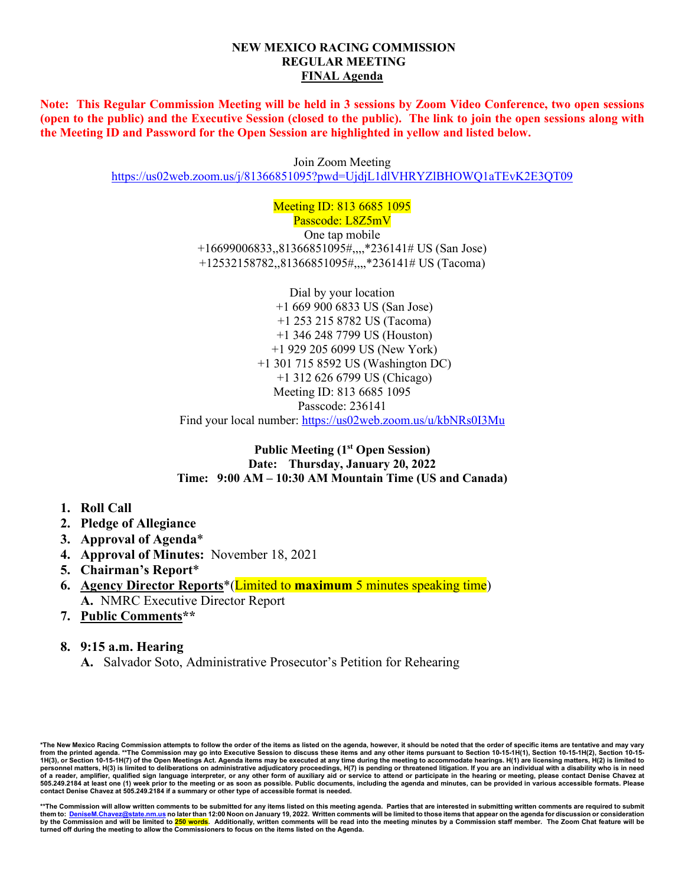# NEW MEXICO RACING COMMISSION
## REGULAR MEETING
## FINAL Agenda

**Note: This Regular Commission Meeting will be held in 3 sessions by Zoom Video Conference, two open sessions (open to the public) and the Executive Session (closed to the public). The link to join the open sessions along with the Meeting ID and Password for the Open Session are highlighted in yellow and listed below.**

Join Zoom Meeting
https://us02web.zoom.us/j/81366851095?pwd=UjdjL1dlVHRYZlBHOWQ1aTEvK2E3QT09

Meeting ID: 813 6685 1095
Passcode: L8Z5mV
One tap mobile
+16699006833,,81366851095#,,,,*236141# US (San Jose)
+12532158782,,81366851095#,,,,*236141# US (Tacoma)

Dial by your location
+1 669 900 6833 US (San Jose)
+1 253 215 8782 US (Tacoma)
+1 346 248 7799 US (Houston)
+1 929 205 6099 US (New York)
+1 301 715 8592 US (Washington DC)
+1 312 626 6799 US (Chicago)
Meeting ID: 813 6685 1095
Passcode: 236141
Find your local number: https://us02web.zoom.us/u/kbNRs0I3Mu

**Public Meeting (1st Open Session)**
**Date: Thursday, January 20, 2022**
**Time: 9:00 AM – 10:30 AM Mountain Time (US and Canada)**

1. **Roll Call**
2. **Pledge of Allegiance**
3. **Approval of Agenda***
4. **Approval of Minutes:** November 18, 2021
5. **Chairman's Report***
6. **Agency Director Reports***(Limited to **maximum** 5 minutes speaking time)
   **A.** NMRC Executive Director Report
7. **Public Comments****
8. **9:15 a.m. Hearing**
   **A.** Salvador Soto, Administrative Prosecutor's Petition for Rehearing

**\*The New Mexico Racing Commission attempts to follow the order of the items as listed on the agenda, however, it should be noted that the order of specific items are tentative and may vary from the printed agenda. **The Commission may go into Executive Session to discuss these items and any other items pursuant to Section 10-15-1H(1), Section 10-15-1H(2), Section 10-15-1H(3), or Section 10-15-1H(7) of the Open Meetings Act. Agenda items may be executed at any time during the meeting to accommodate hearings. H(1) are licensing matters, H(2) is limited to personnel matters, H(3) is limited to deliberations on administrative adjudicatory proceedings, H(7) is pending or threatened litigation. If you are an individual with a disability who is in need of a reader, amplifier, qualified sign language interpreter, or any other form of auxiliary aid or service to attend or participate in the hearing or meeting, please contact Denise Chavez at 505.249.2184 at least one (1) week prior to the meeting or as soon as possible. Public documents, including the agenda and minutes, can be provided in various accessible formats. Please contact Denise Chavez at 505.249.2184 if a summary or other type of accessible format is needed.**

**\*\*The Commission will allow written comments to be submitted for any items listed on this meeting agenda. Parties that are interested in submitting written comments are required to submit them to: DeniseM.Chavez@state.nm.us no later than 12:00 Noon on January 19, 2022. Written comments will be limited to those items that appear on the agenda for discussion or consideration by the Commission and will be limited to 250 words. Additionally, written comments will be read into the meeting minutes by a Commission staff member. The Zoom Chat feature will be turned off during the meeting to allow the Commissioners to focus on the items listed on the Agenda.**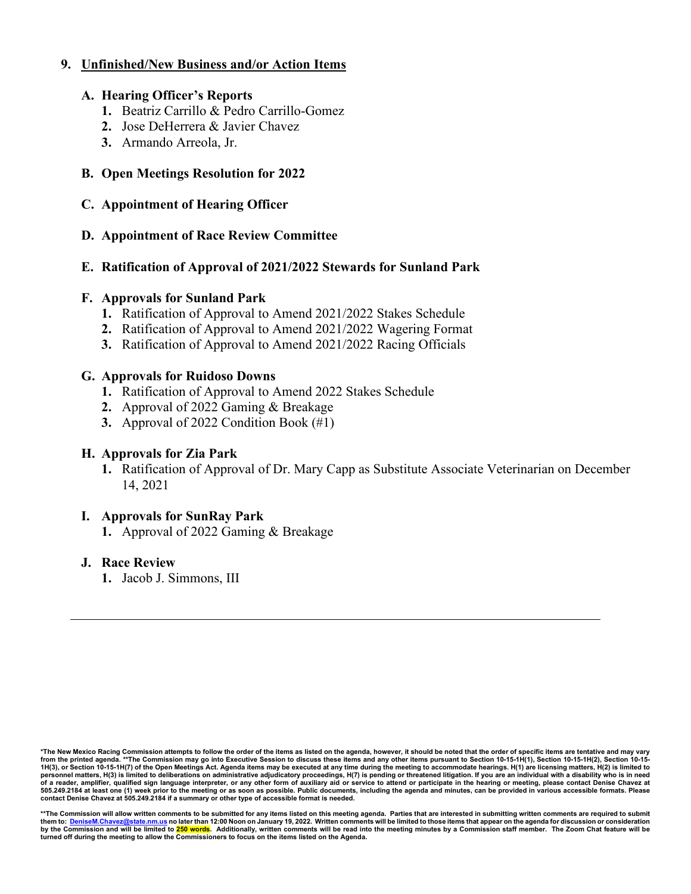## 9. Unfinished/New Business and/or Action Items

### A. Hearing Officer's Reports

1. Beatriz Carrillo & Pedro Carrillo-Gomez
2. Jose DeHerrera & Javier Chavez
3. Armando Arreola, Jr.

### B. Open Meetings Resolution for 2022

### C. Appointment of Hearing Officer

### D. Appointment of Race Review Committee

### E. Ratification of Approval of 2021/2022 Stewards for Sunland Park

### F. Approvals for Sunland Park

1. Ratification of Approval to Amend 2021/2022 Stakes Schedule
2. Ratification of Approval to Amend 2021/2022 Wagering Format
3. Ratification of Approval to Amend 2021/2022 Racing Officials

### G. Approvals for Ruidoso Downs

1. Ratification of Approval to Amend 2022 Stakes Schedule
2. Approval of 2022 Gaming & Breakage
3. Approval of 2022 Condition Book (#1)

### H. Approvals for Zia Park

1. Ratification of Approval of Dr. Mary Capp as Substitute Associate Veterinarian on December 14, 2021

### I. Approvals for SunRay Park

1. Approval of 2022 Gaming & Breakage

### J. Race Review

1. Jacob J. Simmons, III

---

**\*The New Mexico Racing Commission attempts to follow the order of the items as listed on the agenda, however, it should be noted that the order of specific items are tentative and may vary from the printed agenda. \*\*The Commission may go into Executive Session to discuss these items and any other items pursuant to Section 10-15-1H(1), Section 10-15-1H(2), Section 10-15-1H(3), or Section 10-15-1H(7) of the Open Meetings Act. Agenda items may be executed at any time during the meeting to accommodate hearings. H(1) are licensing matters, H(2) is limited to personnel matters, H(3) is limited to deliberations on administrative adjudicatory proceedings, H(7) is pending or threatened litigation. If you are an individual with a disability who is in need of a reader, amplifier, qualified sign language interpreter, or any other form of auxiliary aid or service to attend or participate in the hearing or meeting, please contact Denise Chavez at 505.249.2184 at least one (1) week prior to the meeting or as soon as possible. Public documents, including the agenda and minutes, can be provided in various accessible formats. Please contact Denise Chavez at 505.249.2184 if a summary or other type of accessible format is needed.**

**\*\*The Commission will allow written comments to be submitted for any items listed on this meeting agenda. Parties that are interested in submitting written comments are required to submit them to: DeniseM.Chavez@state.nm.us no later than 12:00 Noon on January 19, 2022. Written comments will be limited to those items that appear on the agenda for discussion or consideration by the Commission and will be limited to 250 words. Additionally, written comments will be read into the meeting minutes by a Commission staff member. The Zoom Chat feature will be turned off during the meeting to allow the Commissioners to focus on the items listed on the Agenda.**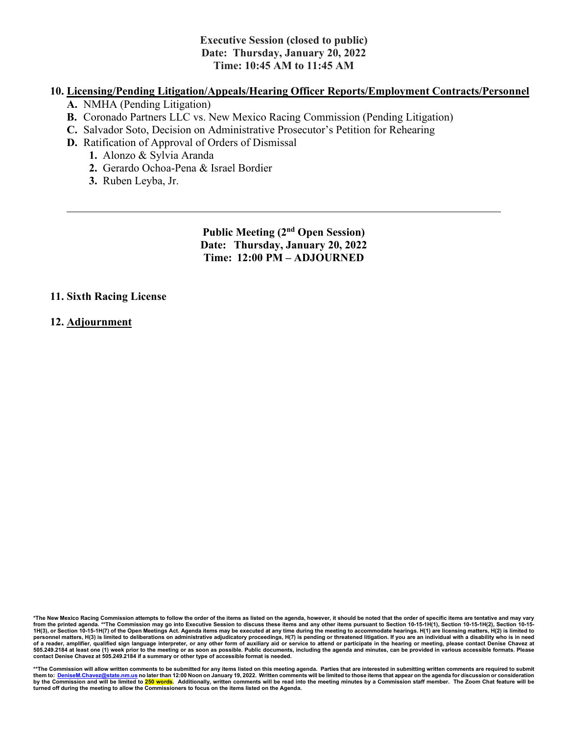**Executive Session (closed to public)**
**Date: Thursday, January 20, 2022**
**Time: 10:45 AM to 11:45 AM**

**10. Licensing/Pending Litigation/Appeals/Hearing Officer Reports/Employment Contracts/Personnel**

- **A.** NMHA (Pending Litigation)
- **B.** Coronado Partners LLC vs. New Mexico Racing Commission (Pending Litigation)
- **C.** Salvador Soto, Decision on Administrative Prosecutor's Petition for Rehearing
- **D.** Ratification of Approval of Orders of Dismissal
  1. Alonzo & Sylvia Aranda
  2. Gerardo Ochoa-Pena & Israel Bordier
  3. Ruben Leyba, Jr.

---

**Public Meeting (2nd Open Session)**
**Date: Thursday, January 20, 2022**
**Time: 12:00 PM – ADJOURNED**

**11. Sixth Racing License**

**12. Adjournment**

**\*The New Mexico Racing Commission attempts to follow the order of the items as listed on the agenda, however, it should be noted that the order of specific items are tentative and may vary from the printed agenda. \*\*The Commission may go into Executive Session to discuss these items and any other items pursuant to Section 10-15-1H(1), Section 10-15-1H(2), Section 10-15-1H(3), or Section 10-15-1H(7) of the Open Meetings Act. Agenda items may be executed at any time during the meeting to accommodate hearings. H(1) are licensing matters, H(2) is limited to personnel matters, H(3) is limited to deliberations on administrative adjudicatory proceedings, H(7) is pending or threatened litigation. If you are an individual with a disability who is in need of a reader, amplifier, qualified sign language interpreter, or any other form of auxiliary aid or service to attend or participate in the hearing or meeting, please contact Denise Chavez at 505.249.2184 at least one (1) week prior to the meeting or as soon as possible. Public documents, including the agenda and minutes, can be provided in various accessible formats. Please contact Denise Chavez at 505.249.2184 if a summary or other type of accessible format is needed.**

**\*\*The Commission will allow written comments to be submitted for any items listed on this meeting agenda. Parties that are interested in submitting written comments are required to submit them to: DeniseM.Chavez@state.nm.us no later than 12:00 Noon on January 19, 2022. Written comments will be limited to those items that appear on the agenda for discussion or consideration by the Commission and will be limited to 250 words. Additionally, written comments will be read into the meeting minutes by a Commission staff member. The Zoom Chat feature will be turned off during the meeting to allow the Commissioners to focus on the items listed on the Agenda.**